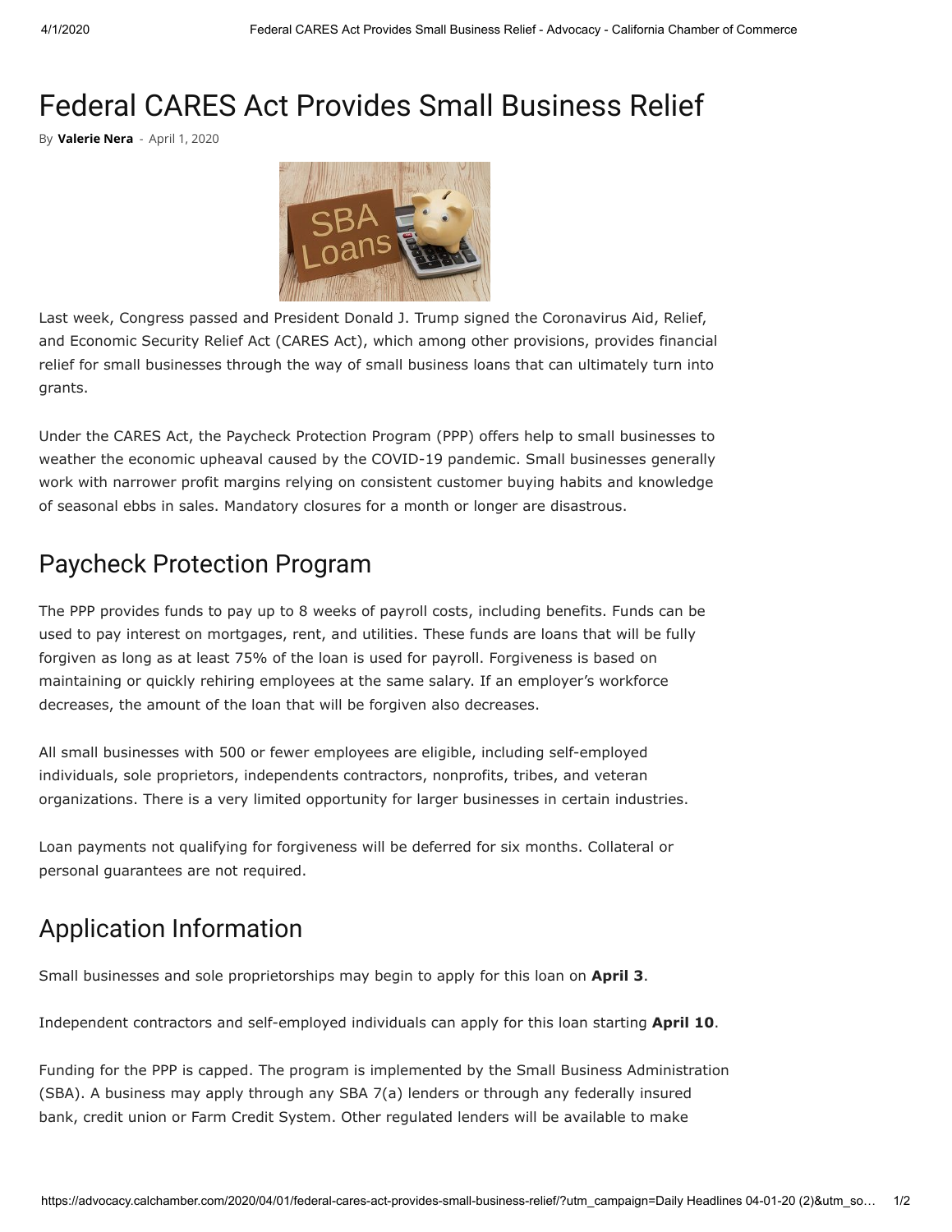# Federal CARES Act Provides Small Business Relief

By **Valerie Nera** - April 1, 2020

Last week, Congress passed and President Donald J. Trump signed the Coronavirus Aid, Relief, and Economic Security Relief Act (CARES Act), which among other provisions, provides financial relief for small businesses through the way of small business loans that can ultimately turn into grants.

Under the CARES Act, the Paycheck Protection Program (PPP) offers help to small businesses to weather the economic upheaval caused by the COVID-19 pandemic. Small businesses generally work with narrower profit margins relying on consistent customer buying habits and knowledge of seasonal ebbs in sales. Mandatory closures for a month or longer are disastrous.

## Paycheck Protection Program

The PPP provides funds to pay up to 8 weeks of payroll costs, including benefits. Funds can be used to pay interest on mortgages, rent, and utilities. These funds are loans that will be fully forgiven as long as at least 75% of the loan is used for payroll. Forgiveness is based on maintaining or quickly rehiring employees at the same salary. If an employer's workforce decreases, the amount of the loan that will be forgiven also decreases.

All small businesses with 500 or fewer employees are eligible, including self-employed individuals, sole proprietors, independents contractors, nonprofits, tribes, and veteran organizations. There is a very limited opportunity for larger businesses in certain industries.

Loan payments not qualifying for forgiveness will be deferred for six months. Collateral or personal guarantees are not required.

## Application Information

Small businesses and sole proprietorships may begin to apply for this loan on **April 3**.

Independent contractors and self-employed individuals can apply for this loan starting **April 10**.

Funding for the PPP is capped. The program is implemented by the Small Business Administration (SBA). A business may apply through any SBA 7(a) lenders or through any federally insured bank, credit union or Farm Credit System. Other regulated lenders will be available to make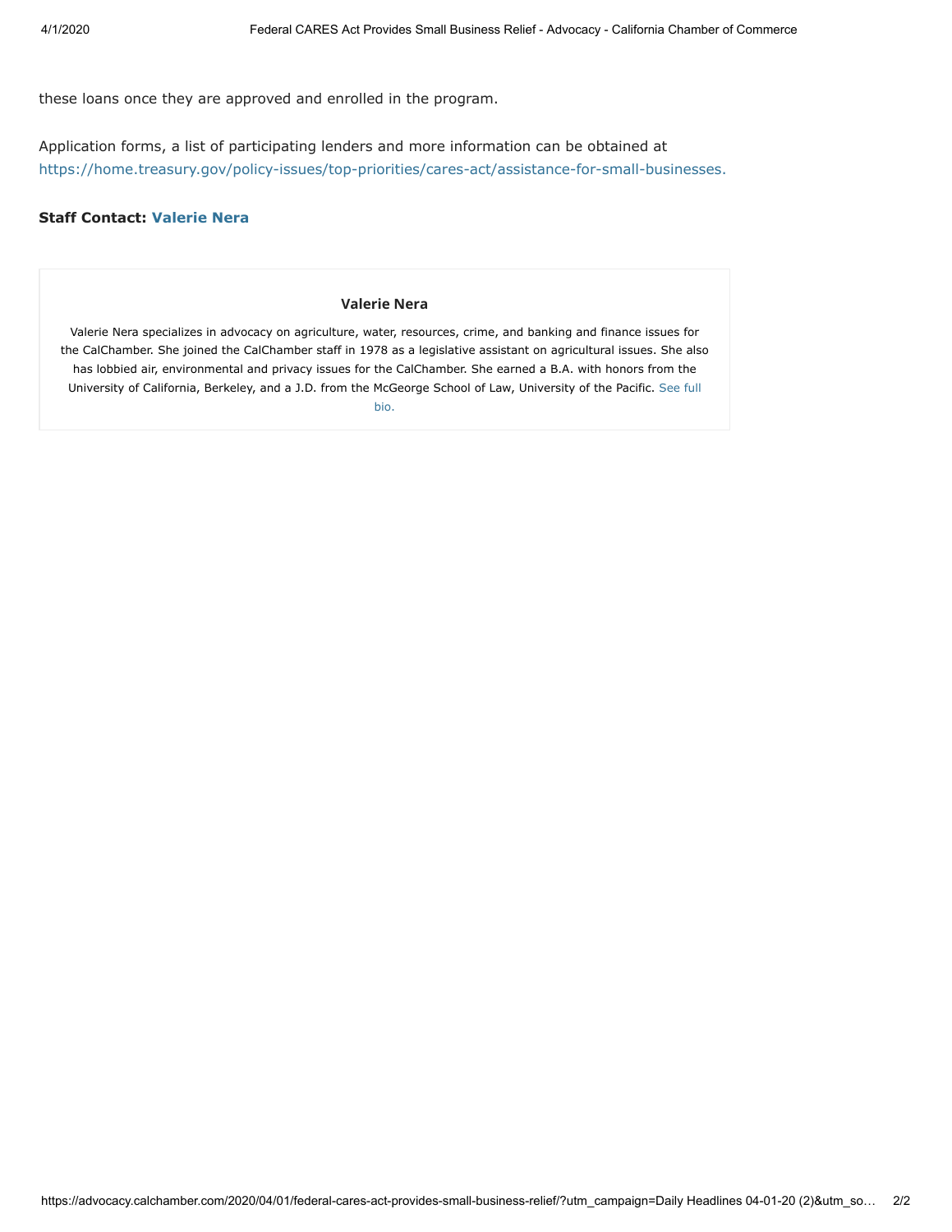these loans once they are approved and enrolled in the program.

Application forms, a list of participating lenders and more information can be obtained at https://home.treasury.gov/policy-issues/top-priorities/cares-act/assistance-for-small-businesses.

**Staff Contact: Valerie Nera**

**Valerie Nera**

Valerie Nera specializes in advocacy on agriculture, water, resources, crime, and banking and finance issues for the CalChamber. She joined the CalChamber staff in 1978 as a legislative assistant on agricultural issues. She also has lobbied air, environmental and privacy issues for the CalChamber. She earned a B.A. with honors from the University of California, Berkeley, and a J.D. from the McGeorge School of Law, University of the Pacific. See full bio.